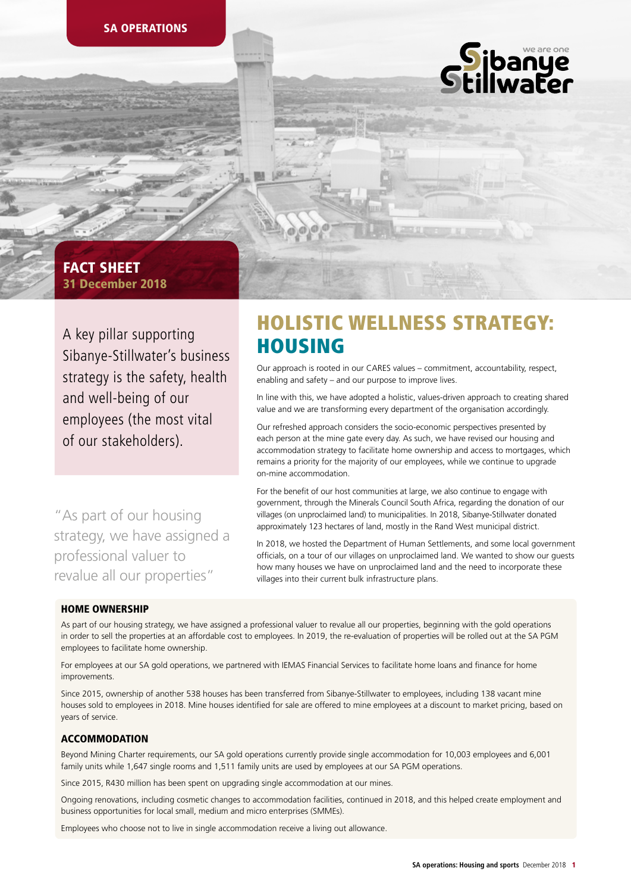SA OPERATIONS

# FACT SHEET
**31 December 2018**

A key pillar supporting Sibanye-Stillwater's business strategy is the safety, health and well-being of our employees (the most vital of our stakeholders).

"As part of our housing strategy, we have assigned a professional valuer to revalue all our properties"

# HOLISTIC WELLNESS STRATEGY: HOUSING

Our approach is rooted in our CARES values – commitment, accountability, respect, enabling and safety – and our purpose to improve lives.

In line with this, we have adopted a holistic, values-driven approach to creating shared value and we are transforming every department of the organisation accordingly.

Our refreshed approach considers the socio-economic perspectives presented by each person at the mine gate every day. As such, we have revised our housing and accommodation strategy to facilitate home ownership and access to mortgages, which remains a priority for the majority of our employees, while we continue to upgrade on-mine accommodation.

For the benefit of our host communities at large, we also continue to engage with government, through the Minerals Council South Africa, regarding the donation of our villages (on unproclaimed land) to municipalities. In 2018, Sibanye-Stillwater donated approximately 123 hectares of land, mostly in the Rand West municipal district.

In 2018, we hosted the Department of Human Settlements, and some local government officials, on a tour of our villages on unproclaimed land. We wanted to show our guests how many houses we have on unproclaimed land and the need to incorporate these villages into their current bulk infrastructure plans.

## HOME OWNERSHIP

As part of our housing strategy, we have assigned a professional valuer to revalue all our properties, beginning with the gold operations in order to sell the properties at an affordable cost to employees. In 2019, the re-evaluation of properties will be rolled out at the SA PGM employees to facilitate home ownership.

For employees at our SA gold operations, we partnered with IEMAS Financial Services to facilitate home loans and finance for home improvements.

Since 2015, ownership of another 538 houses has been transferred from Sibanye-Stillwater to employees, including 138 vacant mine houses sold to employees in 2018. Mine houses identified for sale are offered to mine employees at a discount to market pricing, based on years of service.

## ACCOMMODATION

Beyond Mining Charter requirements, our SA gold operations currently provide single accommodation for 10,003 employees and 6,001 family units while 1,647 single rooms and 1,511 family units are used by employees at our SA PGM operations.

Since 2015, R430 million has been spent on upgrading single accommodation at our mines.

Ongoing renovations, including cosmetic changes to accommodation facilities, continued in 2018, and this helped create employment and business opportunities for local small, medium and micro enterprises (SMMEs).

Employees who choose not to live in single accommodation receive a living out allowance.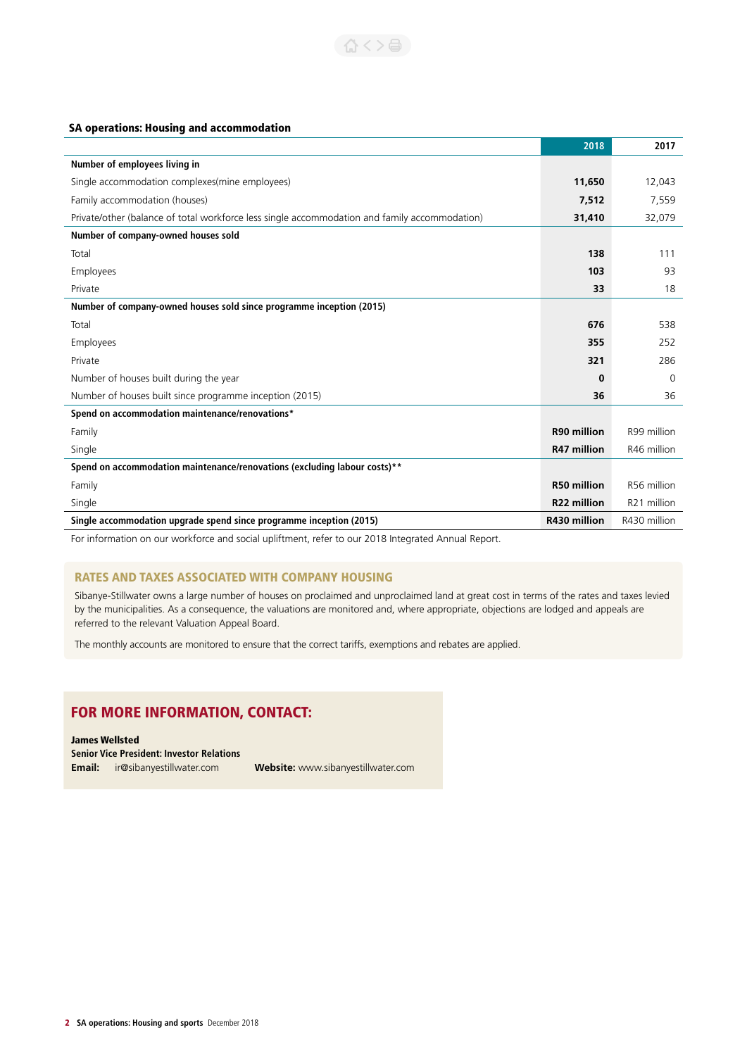## SA operations: Housing and accommodation

| | 2018 | 2017 |
|---|---|---|
| **Number of employees living in** | | |
| Single accommodation complexes(mine employees) | **11,650** | 12,043 |
| Family accommodation (houses) | **7,512** | 7,559 |
| Private/other (balance of total workforce less single accommodation and family accommodation) | **31,410** | 32,079 |
| **Number of company-owned houses sold** | | |
| Total | **138** | 111 |
| Employees | **103** | 93 |
| Private | **33** | 18 |
| **Number of company-owned houses sold since programme inception (2015)** | | |
| Total | **676** | 538 |
| Employees | **355** | 252 |
| Private | **321** | 286 |
| Number of houses built during the year | **0** | 0 |
| Number of houses built since programme inception (2015) | **36** | 36 |
| **Spend on accommodation maintenance/renovations*** | | |
| Family | **R90 million** | R99 million |
| Single | **R47 million** | R46 million |
| **Spend on accommodation maintenance/renovations (excluding labour costs)**** | | |
| Family | **R50 million** | R56 million |
| Single | **R22 million** | R21 million |
| **Single accommodation upgrade spend since programme inception (2015)** | **R430 million** | R430 million |

For information on our workforce and social upliftment, refer to our 2018 Integrated Annual Report.

### RATES AND TAXES ASSOCIATED WITH COMPANY HOUSING

Sibanye-Stillwater owns a large number of houses on proclaimed and unproclaimed land at great cost in terms of the rates and taxes levied by the municipalities. As a consequence, the valuations are monitored and, where appropriate, objections are lodged and appeals are referred to the relevant Valuation Appeal Board.

The monthly accounts are monitored to ensure that the correct tariffs, exemptions and rebates are applied.

## FOR MORE INFORMATION, CONTACT:

**James Wellsted**
**Senior Vice President: Investor Relations**
**Email:** ir@sibanyestillwater.com **Website:** www.sibanyestillwater.com